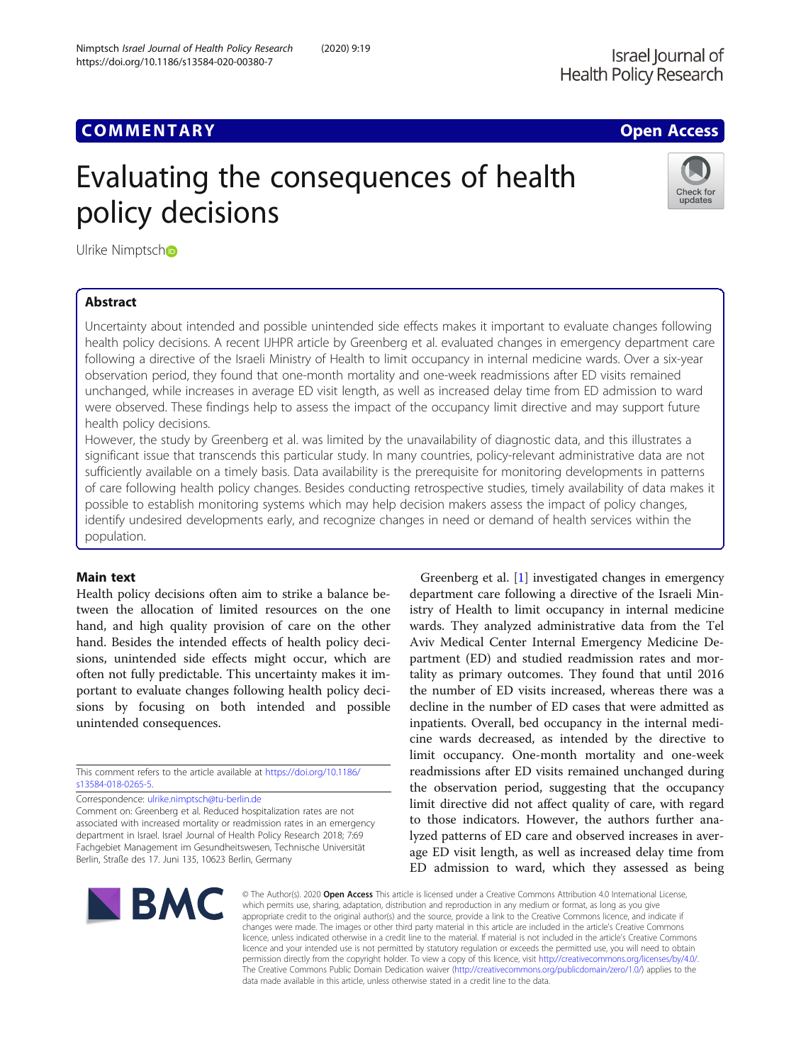COMMENTARY

Open Access

# Evaluating the consequences of health policy decisions

Ulrike Nimptsch

## Abstract

Uncertainty about intended and possible unintended side effects makes it important to evaluate changes following health policy decisions. A recent IJHPR article by Greenberg et al. evaluated changes in emergency department care following a directive of the Israeli Ministry of Health to limit occupancy in internal medicine wards. Over a six-year observation period, they found that one-month mortality and one-week readmissions after ED visits remained unchanged, while increases in average ED visit length, as well as increased delay time from ED admission to ward were observed. These findings help to assess the impact of the occupancy limit directive and may support future health policy decisions.

However, the study by Greenberg et al. was limited by the unavailability of diagnostic data, and this illustrates a significant issue that transcends this particular study. In many countries, policy-relevant administrative data are not sufficiently available on a timely basis. Data availability is the prerequisite for monitoring developments in patterns of care following health policy changes. Besides conducting retrospective studies, timely availability of data makes it possible to establish monitoring systems which may help decision makers assess the impact of policy changes, identify undesired developments early, and recognize changes in need or demand of health services within the population.

## Main text

Health policy decisions often aim to strike a balance between the allocation of limited resources on the one hand, and high quality provision of care on the other hand. Besides the intended effects of health policy decisions, unintended side effects might occur, which are often not fully predictable. This uncertainty makes it important to evaluate changes following health policy decisions by focusing on both intended and possible unintended consequences.

Greenberg et al. [1] investigated changes in emergency department care following a directive of the Israeli Ministry of Health to limit occupancy in internal medicine wards. They analyzed administrative data from the Tel Aviv Medical Center Internal Emergency Medicine Department (ED) and studied readmission rates and mortality as primary outcomes. They found that until 2016 the number of ED visits increased, whereas there was a decline in the number of ED cases that were admitted as inpatients. Overall, bed occupancy in the internal medicine wards decreased, as intended by the directive to limit occupancy. One-month mortality and one-week readmissions after ED visits remained unchanged during the observation period, suggesting that the occupancy limit directive did not affect quality of care, with regard to those indicators. However, the authors further analyzed patterns of ED care and observed increases in average ED visit length, as well as increased delay time from ED admission to ward, which they assessed as being

---

This comment refers to the article available at https://doi.org/10.1186/s13584-018-0265-5.

Correspondence: ulrike.nimptsch@tu-berlin.de

Comment on: Greenberg et al. Reduced hospitalization rates are not associated with increased mortality or readmission rates in an emergency department in Israel. Israel Journal of Health Policy Research 2018; 7:69

Fachgebiet Management im Gesundheitswesen, Technische Universität Berlin, Straße des 17. Juni 135, 10623 Berlin, Germany

© The Author(s). 2020 **Open Access** This article is licensed under a Creative Commons Attribution 4.0 International License, which permits use, sharing, adaptation, distribution and reproduction in any medium or format, as long as you give appropriate credit to the original author(s) and the source, provide a link to the Creative Commons licence, and indicate if changes were made. The images or other third party material in this article are included in the article's Creative Commons licence, unless indicated otherwise in a credit line to the material. If material is not included in the article's Creative Commons licence and your intended use is not permitted by statutory regulation or exceeds the permitted use, you will need to obtain permission directly from the copyright holder. To view a copy of this licence, visit http://creativecommons.org/licenses/by/4.0/. The Creative Commons Public Domain Dedication waiver (http://creativecommons.org/publicdomain/zero/1.0/) applies to the data made available in this article, unless otherwise stated in a credit line to the data.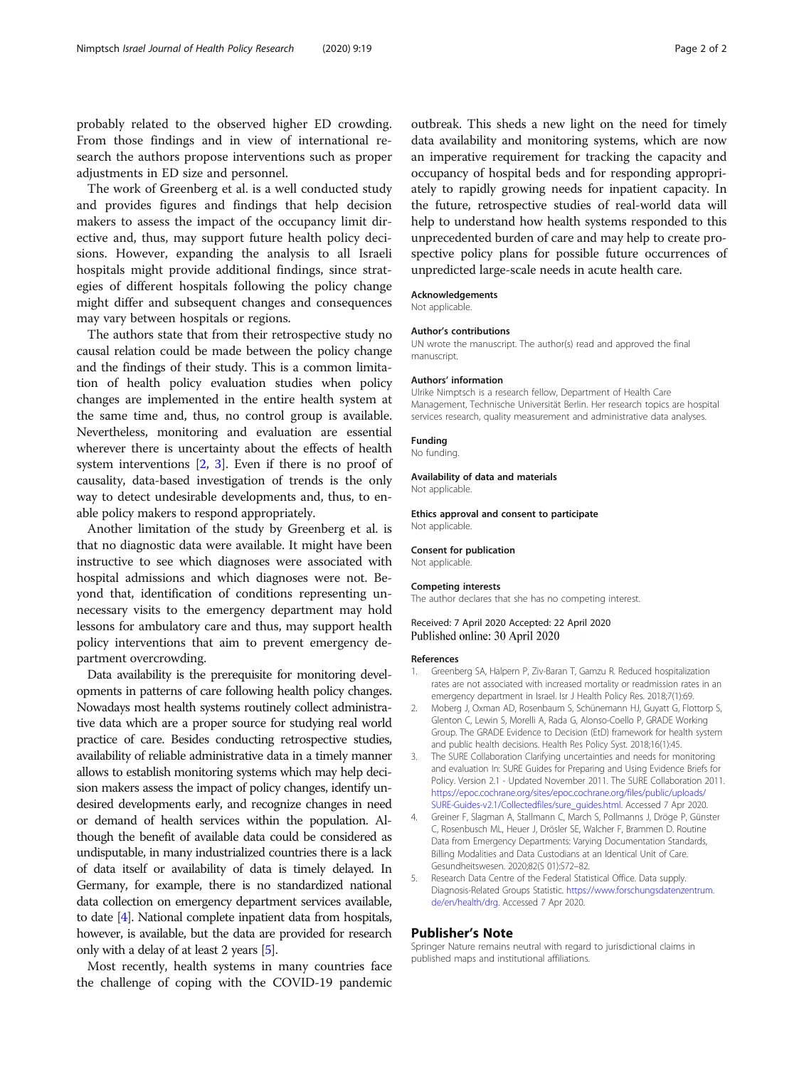probably related to the observed higher ED crowding. From those findings and in view of international research the authors propose interventions such as proper adjustments in ED size and personnel.

The work of Greenberg et al. is a well conducted study and provides figures and findings that help decision makers to assess the impact of the occupancy limit directive and, thus, may support future health policy decisions. However, expanding the analysis to all Israeli hospitals might provide additional findings, since strategies of different hospitals following the policy change might differ and subsequent changes and consequences may vary between hospitals or regions.

The authors state that from their retrospective study no causal relation could be made between the policy change and the findings of their study. This is a common limitation of health policy evaluation studies when policy changes are implemented in the entire health system at the same time and, thus, no control group is available. Nevertheless, monitoring and evaluation are essential wherever there is uncertainty about the effects of health system interventions [2, 3]. Even if there is no proof of causality, data-based investigation of trends is the only way to detect undesirable developments and, thus, to enable policy makers to respond appropriately.

Another limitation of the study by Greenberg et al. is that no diagnostic data were available. It might have been instructive to see which diagnoses were associated with hospital admissions and which diagnoses were not. Beyond that, identification of conditions representing unnecessary visits to the emergency department may hold lessons for ambulatory care and thus, may support health policy interventions that aim to prevent emergency department overcrowding.

Data availability is the prerequisite for monitoring developments in patterns of care following health policy changes. Nowadays most health systems routinely collect administrative data which are a proper source for studying real world practice of care. Besides conducting retrospective studies, availability of reliable administrative data in a timely manner allows to establish monitoring systems which may help decision makers assess the impact of policy changes, identify undesired developments early, and recognize changes in need or demand of health services within the population. Although the benefit of available data could be considered as undisputable, in many industrialized countries there is a lack of data itself or availability of data is timely delayed. In Germany, for example, there is no standardized national data collection on emergency department services available, to date [4]. National complete inpatient data from hospitals, however, is available, but the data are provided for research only with a delay of at least 2 years [5].

Most recently, health systems in many countries face the challenge of coping with the COVID-19 pandemic outbreak. This sheds a new light on the need for timely data availability and monitoring systems, which are now an imperative requirement for tracking the capacity and occupancy of hospital beds and for responding appropriately to rapidly growing needs for inpatient capacity. In the future, retrospective studies of real-world data will help to understand how health systems responded to this unprecedented burden of care and may help to create prospective policy plans for possible future occurrences of unpredicted large-scale needs in acute health care.

#### Acknowledgements
Not applicable.

#### Author's contributions
UN wrote the manuscript. The author(s) read and approved the final manuscript.

#### Authors' information
Ulrike Nimptsch is a research fellow, Department of Health Care Management, Technische Universität Berlin. Her research topics are hospital services research, quality measurement and administrative data analyses.

#### Funding
No funding.

#### Availability of data and materials
Not applicable.

#### Ethics approval and consent to participate
Not applicable.

#### Consent for publication
Not applicable.

#### Competing interests
The author declares that she has no competing interest.

Received: 7 April 2020 Accepted: 22 April 2020
Published online: 30 April 2020

#### References

1. Greenberg SA, Halpern P, Ziv-Baran T, Gamzu R. Reduced hospitalization rates are not associated with increased mortality or readmission rates in an emergency department in Israel. Isr J Health Policy Res. 2018;7(1):69.
2. Moberg J, Oxman AD, Rosenbaum S, Schünemann HJ, Guyatt G, Flottorp S, Glenton C, Lewin S, Morelli A, Rada G, Alonso-Coello P, GRADE Working Group. The GRADE Evidence to Decision (EtD) framework for health system and public health decisions. Health Res Policy Syst. 2018;16(1):45.
3. The SURE Collaboration Clarifying uncertainties and needs for monitoring and evaluation In: SURE Guides for Preparing and Using Evidence Briefs for Policy. Version 2.1 - Updated November 2011. The SURE Collaboration 2011. https://epoc.cochrane.org/sites/epoc.cochrane.org/files/public/uploads/SURE-Guides-v2.1/Collectedfiles/sure_guides.html. Accessed 7 Apr 2020.
4. Greiner F, Slagman A, Stallmann C, March S, Pollmanns J, Dröge P, Günster C, Rosenbusch ML, Heuer J, Drösler SE, Walcher F, Brammen D. Routine Data from Emergency Departments: Varying Documentation Standards, Billing Modalities and Data Custodians at an Identical Unit of Care. Gesundheitswesen. 2020;82(S 01):S72–82.
5. Research Data Centre of the Federal Statistical Office. Data supply. Diagnosis-Related Groups Statistic. https://www.forschungsdatenzentrum.de/en/health/drg. Accessed 7 Apr 2020.

## Publisher's Note
Springer Nature remains neutral with regard to jurisdictional claims in published maps and institutional affiliations.